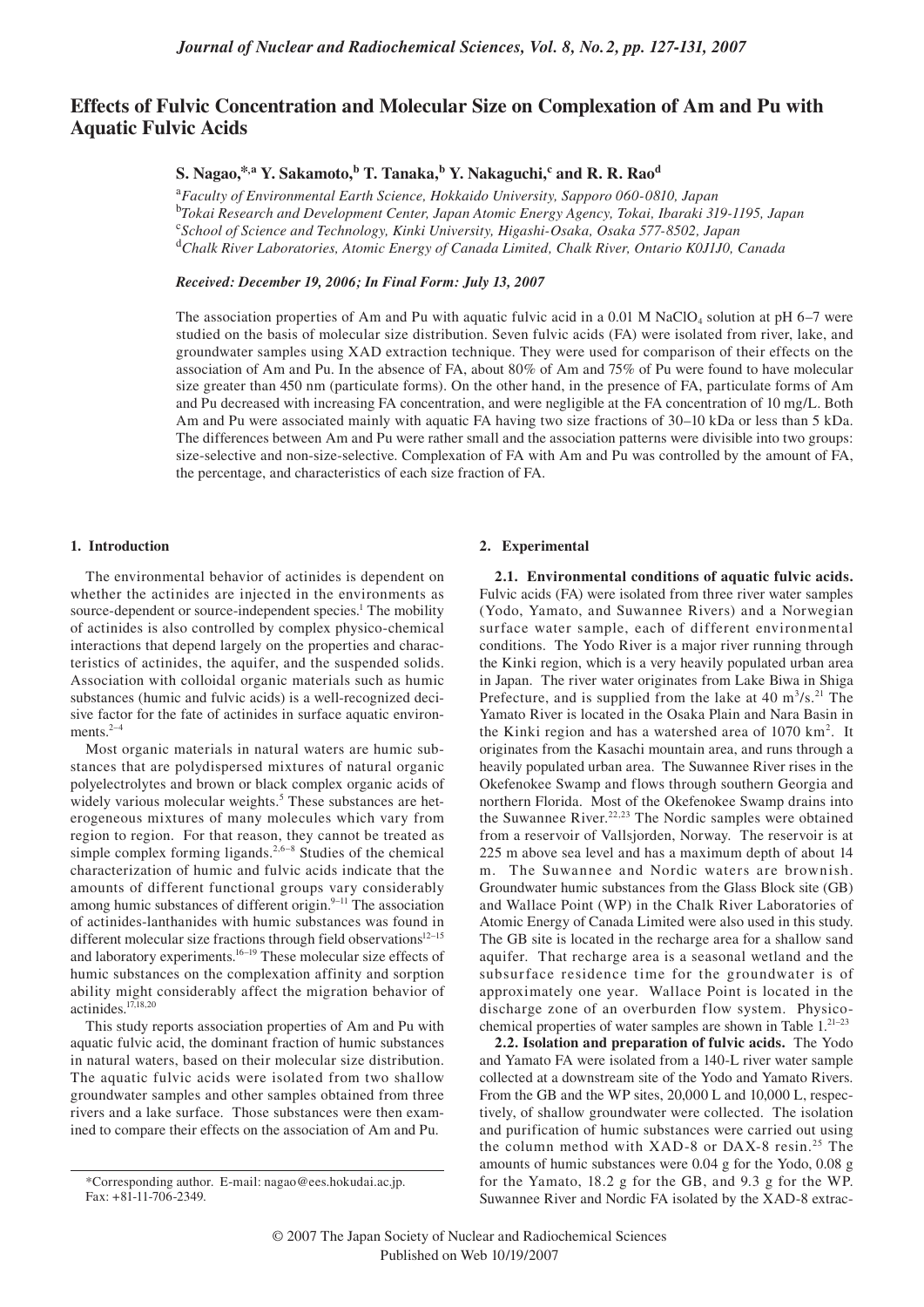# Effects of Fulvic Concentration and Molecular Size on Complexation of Am and Pu with Aquatic Fulvic Acids

**S. Nagao,[*,a] Y. Sakamoto,[b] T. Tanaka,[b] Y. Nakaguchi,[c] and R. R. Rao[d]**

[a]*Faculty of Environmental Earth Science, Hokkaido University, Sapporo 060-0810, Japan*
[b]*Tokai Research and Development Center, Japan Atomic Energy Agency, Tokai, Ibaraki 319-1195, Japan*
[c]*School of Science and Technology, Kinki University, Higashi-Osaka, Osaka 577-8502, Japan*
[d]*Chalk River Laboratories, Atomic Energy of Canada Limited, Chalk River, Ontario K0J1J0, Canada*

***Received: December 19, 2006; In Final Form: July 13, 2007***

The association properties of Am and Pu with aquatic fulvic acid in a 0.01 M $NaClO_4$ solution at pH 6–7 were studied on the basis of molecular size distribution. Seven fulvic acids (FA) were isolated from river, lake, and groundwater samples using XAD extraction technique. They were used for comparison of their effects on the association of Am and Pu. In the absence of FA, about 80% of Am and 75% of Pu were found to have molecular size greater than 450 nm (particulate forms). On the other hand, in the presence of FA, particulate forms of Am and Pu decreased with increasing FA concentration, and were negligible at the FA concentration of 10 mg/L. Both Am and Pu were associated mainly with aquatic FA having two size fractions of 30–10 kDa or less than 5 kDa. The differences between Am and Pu were rather small and the association patterns were divisible into two groups: size-selective and non-size-selective. Complexation of FA with Am and Pu was controlled by the amount of FA, the percentage, and characteristics of each size fraction of FA.

## 1. Introduction

The environmental behavior of actinides is dependent on whether the actinides are injected in the environments as source-dependent or source-independent species.[1] The mobility of actinides is also controlled by complex physico-chemical interactions that depend largely on the properties and characteristics of actinides, the aquifer, and the suspended solids. Association with colloidal organic materials such as humic substances (humic and fulvic acids) is a well-recognized decisive factor for the fate of actinides in surface aquatic environments.[2–4]

Most organic materials in natural waters are humic substances that are polydispersed mixtures of natural organic polyelectrolytes and brown or black complex organic acids of widely various molecular weights.[5] These substances are heterogeneous mixtures of many molecules which vary from region to region. For that reason, they cannot be treated as simple complex forming ligands.[2,6–8] Studies of the chemical characterization of humic and fulvic acids indicate that the amounts of different functional groups vary considerably among humic substances of different origin.[9–11] The association of actinides-lanthanides with humic substances was found in different molecular size fractions through field observations[12–15] and laboratory experiments.[16–19] These molecular size effects of humic substances on the complexation affinity and sorption ability might considerably affect the migration behavior of actinides.[17,18,20]

This study reports association properties of Am and Pu with aquatic fulvic acid, the dominant fraction of humic substances in natural waters, based on their molecular size distribution. The aquatic fulvic acids were isolated from two shallow groundwater samples and other samples obtained from three rivers and a lake surface. Those substances were then examined to compare their effects on the association of Am and Pu.

*Corresponding author. E-mail: nagao@ees.hokudai.ac.jp. Fax: +81-11-706-2349.

## 2. Experimental

**2.1. Environmental conditions of aquatic fulvic acids.** Fulvic acids (FA) were isolated from three river water samples (Yodo, Yamato, and Suwannee Rivers) and a Norwegian surface water sample, each of different environmental conditions. The Yodo River is a major river running through the Kinki region, which is a very heavily populated urban area in Japan. The river water originates from Lake Biwa in Shiga Prefecture, and is supplied from the lake at 40 $m^3/s$.[21] The Yamato River is located in the Osaka Plain and Nara Basin in the Kinki region and has a watershed area of 1070 $km^2$. It originates from the Kasachi mountain area, and runs through a heavily populated urban area. The Suwannee River rises in the Okefenokee Swamp and flows through southern Georgia and northern Florida. Most of the Okefenokee Swamp drains into the Suwannee River.[22,23] The Nordic samples were obtained from a reservoir of Vallsjorden, Norway. The reservoir is at 225 m above sea level and has a maximum depth of about 14 m. The Suwannee and Nordic waters are brownish. Groundwater humic substances from the Glass Block site (GB) and Wallace Point (WP) in the Chalk River Laboratories of Atomic Energy of Canada Limited were also used in this study. The GB site is located in the recharge area for a shallow sand aquifer. That recharge area is a seasonal wetland and the subsurface residence time for the groundwater is of approximately one year. Wallace Point is located in the discharge zone of an overburden flow system. Physico-chemical properties of water samples are shown in Table 1.[21–23]

**2.2. Isolation and preparation of fulvic acids.** The Yodo and Yamato FA were isolated from a 140-L river water sample collected at a downstream site of the Yodo and Yamato Rivers. From the GB and the WP sites, 20,000 L and 10,000 L, respectively, of shallow groundwater were collected. The isolation and purification of humic substances were carried out using the column method with XAD-8 or DAX-8 resin.[25] The amounts of humic substances were 0.04 g for the Yodo, 0.08 g for the Yamato, 18.2 g for the GB, and 9.3 g for the WP. Suwannee River and Nordic FA isolated by the XAD-8 extrac-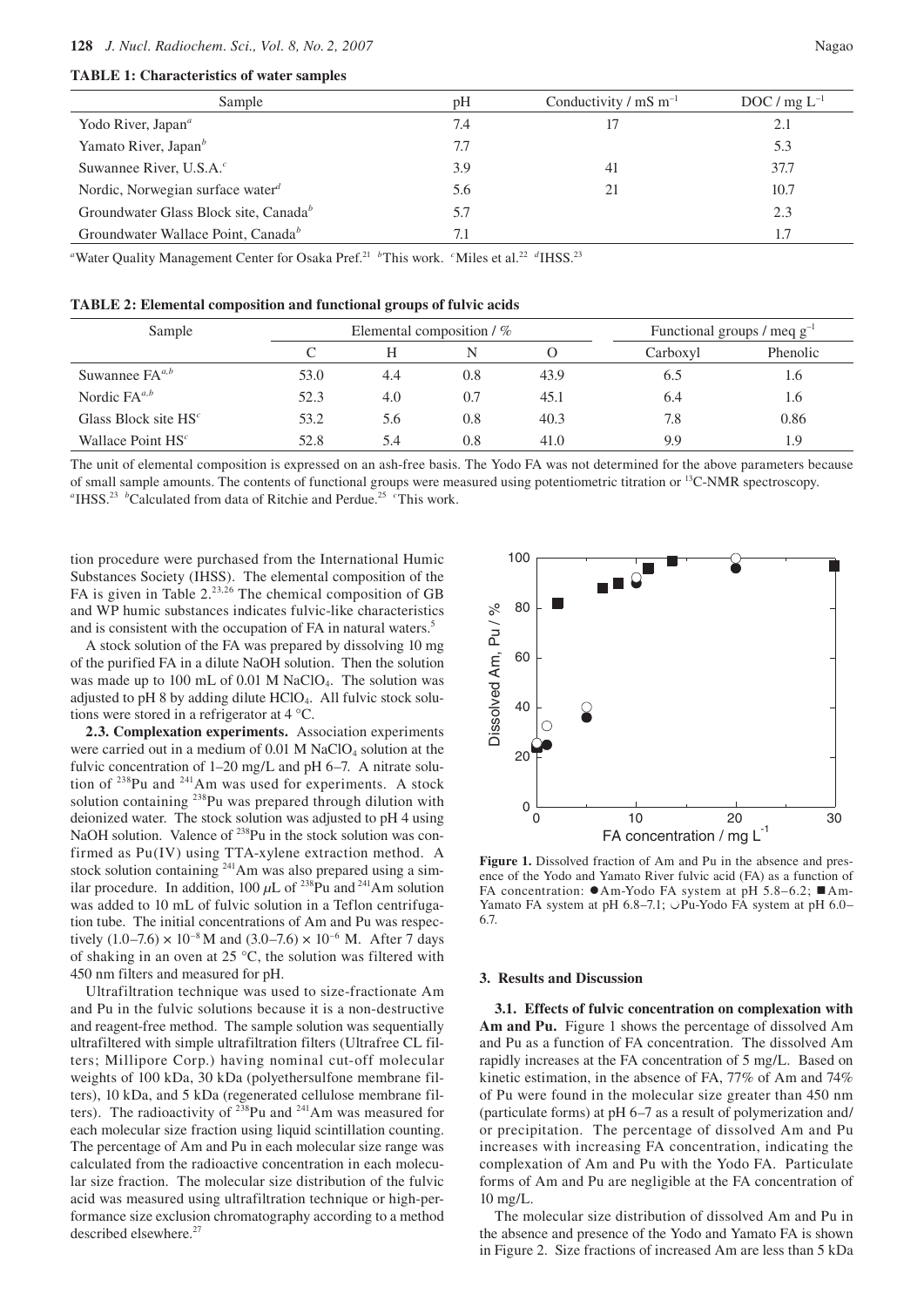**TABLE 1: Characteristics of water samples**

| Sample | pH | Conductivity / mS m$^{-1}$ | DOC / mg L$^{-1}$ |
|---|---|---|---|
| Yodo River, Japan[a] | 7.4 | 17 | 2.1 |
| Yamato River, Japan[b] | 7.7 | | 5.3 |
| Suwannee River, U.S.A.[c] | 3.9 | 41 | 37.7 |
| Nordic, Norwegian surface water[d] | 5.6 | 21 | 10.7 |
| Groundwater Glass Block site, Canada[b] | 5.7 | | 2.3 |
| Groundwater Wallace Point, Canada[b] | 7.1 | | 1.7 |

[a]Water Quality Management Center for Osaka Pref.[21] [b]This work. [c]Miles et al.[22] [d]IHSS.[23]

**TABLE 2: Elemental composition and functional groups of fulvic acids**

| Sample | Elemental composition / % | | | | Functional groups / meq g$^{-1}$ | |
|---|---|---|---|---|---|---|
| | C | H | N | O | Carboxyl | Phenolic |
| Suwannee FA[a,b] | 53.0 | 4.4 | 0.8 | 43.9 | 6.5 | 1.6 |
| Nordic FA[a,b] | 52.3 | 4.0 | 0.7 | 45.1 | 6.4 | 1.6 |
| Glass Block site HS[c] | 53.2 | 5.6 | 0.8 | 40.3 | 7.8 | 0.86 |
| Wallace Point HS[c] | 52.8 | 5.4 | 0.8 | 41.0 | 9.9 | 1.9 |

The unit of elemental composition is expressed on an ash-free basis. The Yodo FA was not determined for the above parameters because of small sample amounts. The contents of functional groups were measured using potentiometric titration or $^{13}$C-NMR spectroscopy. [a]IHSS.[23] [b]Calculated from data of Ritchie and Perdue.[25] [c]This work.

tion procedure were purchased from the International Humic Substances Society (IHSS). The elemental composition of the FA is given in Table 2.[23,26] The chemical composition of GB and WP humic substances indicates fulvic-like characteristics and is consistent with the occupation of FA in natural waters.[5]

A stock solution of the FA was prepared by dissolving 10 mg of the purified FA in a dilute NaOH solution. Then the solution was made up to 100 mL of 0.01 M $NaClO_4$. The solution was adjusted to pH 8 by adding dilute $HClO_4$. All fulvic stock solutions were stored in a refrigerator at 4 °C.

**2.3. Complexation experiments.** Association experiments were carried out in a medium of 0.01 M $NaClO_4$ solution at the fulvic concentration of 1–20 mg/L and pH 6–7. A nitrate solution of $^{238}$Pu and $^{241}$Am was used for experiments. A stock solution containing $^{238}$Pu was prepared through dilution with deionized water. The stock solution was adjusted to pH 4 using NaOH solution. Valence of $^{238}$Pu in the stock solution was confirmed as Pu(IV) using TTA-xylene extraction method. A stock solution containing $^{241}$Am was also prepared using a similar procedure. In addition, 100 $\mu$L of $^{238}$Pu and $^{241}$Am solution was added to 10 mL of fulvic solution in a Teflon centrifugation tube. The initial concentrations of Am and Pu was respectively $(1.0–7.6) \times 10^{-8}$ M and $(3.0–7.6) \times 10^{-6}$ M. After 7 days of shaking in an oven at 25 °C, the solution was filtered with 450 nm filters and measured for pH.

Ultrafiltration technique was used to size-fractionate Am and Pu in the fulvic solutions because it is a non-destructive and reagent-free method. The sample solution was sequentially ultrafiltered with simple ultrafiltration filters (Ultrafree CL filters; Millipore Corp.) having nominal cut-off molecular weights of 100 kDa, 30 kDa (polyethersulfone membrane filters), 10 kDa, and 5 kDa (regenerated cellulose membrane filters). The radioactivity of $^{238}$Pu and $^{241}$Am was measured for each molecular size fraction using liquid scintillation counting. The percentage of Am and Pu in each molecular size range was calculated from the radioactive concentration in each molecular size fraction. The molecular size distribution of the fulvic acid was measured using ultrafiltration technique or high-performance size exclusion chromatography according to a method described elsewhere.[27]

**Figure 1.** Dissolved fraction of Am and Pu in the absence and presence of the Yodo and Yamato River fulvic acid (FA) as a function of FA concentration: ●Am-Yodo FA system at pH 5.8–6.2; ■Am-Yamato FA system at pH 6.8–7.1; ○Pu-Yodo FA system at pH 6.0–6.7.

## 3. Results and Discussion

**3.1. Effects of fulvic concentration on complexation with Am and Pu.** Figure 1 shows the percentage of dissolved Am and Pu as a function of FA concentration. The dissolved Am rapidly increases at the FA concentration of 5 mg/L. Based on kinetic estimation, in the absence of FA, 77% of Am and 74% of Pu were found in the molecular size greater than 450 nm (particulate forms) at pH 6–7 as a result of polymerization and/or precipitation. The percentage of dissolved Am and Pu increases with increasing FA concentration, indicating the complexation of Am and Pu with the Yodo FA. Particulate forms of Am and Pu are negligible at the FA concentration of 10 mg/L.

The molecular size distribution of dissolved Am and Pu in the absence and presence of the Yodo and Yamato FA is shown in Figure 2. Size fractions of increased Am are less than 5 kDa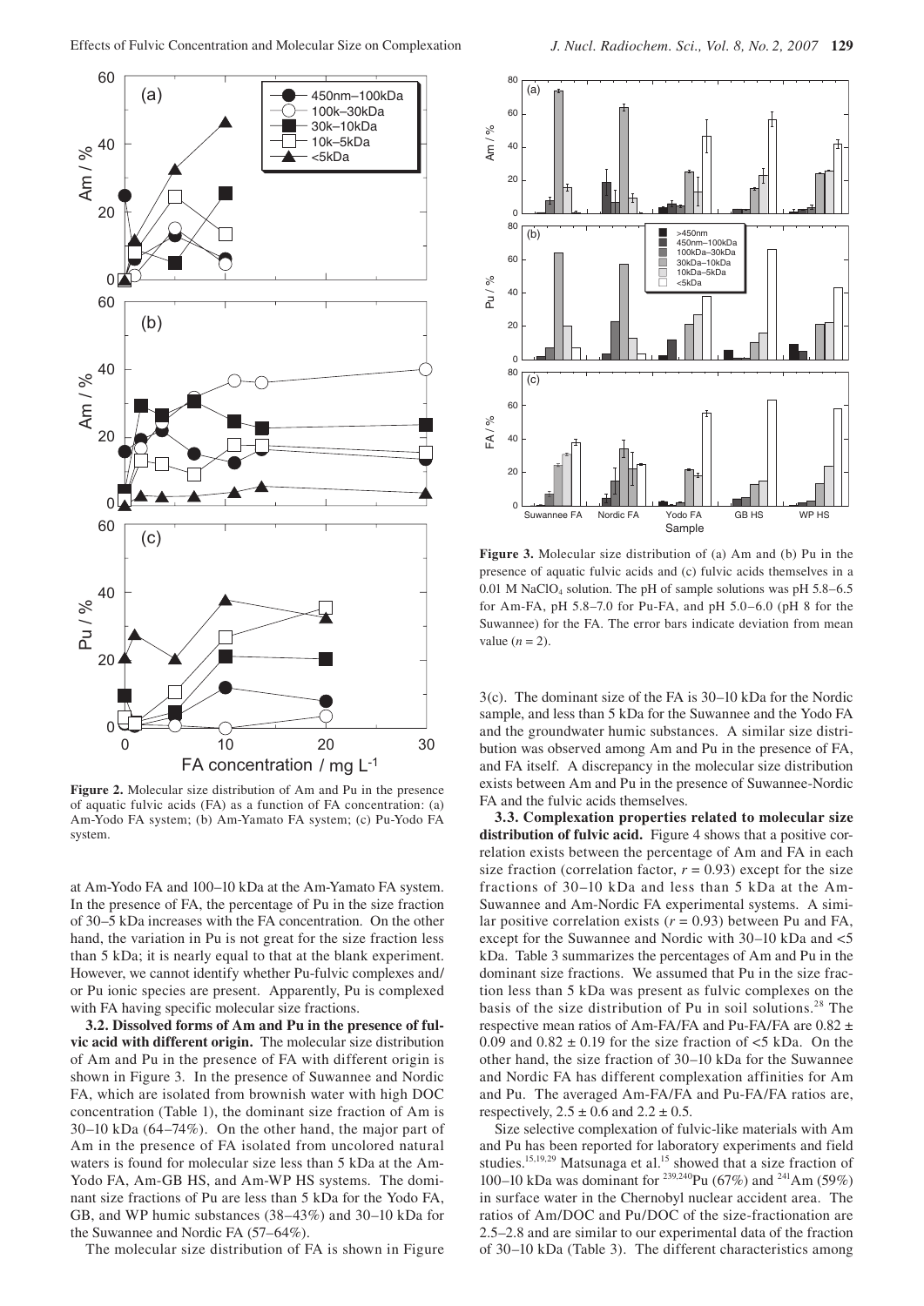**Figure 2.** Molecular size distribution of Am and Pu in the presence of aquatic fulvic acids (FA) as a function of FA concentration: (a) Am-Yodo FA system; (b) Am-Yamato FA system; (c) Pu-Yodo FA system.

**Figure 3.** Molecular size distribution of (a) Am and (b) Pu in the presence of aquatic fulvic acids and (c) fulvic acids themselves in a 0.01 M $NaClO_4$ solution. The pH of sample solutions was pH 5.8–6.5 for Am-FA, pH 5.8–7.0 for Pu-FA, and pH 5.0–6.0 (pH 8 for the Suwannee) for the FA. The error bars indicate deviation from mean value ($n$ = 2).

at Am-Yodo FA and 100–10 kDa at the Am-Yamato FA system. In the presence of FA, the percentage of Pu in the size fraction of 30–5 kDa increases with the FA concentration. On the other hand, the variation in Pu is not great for the size fraction less than 5 kDa; it is nearly equal to that at the blank experiment. However, we cannot identify whether Pu-fulvic complexes and/or Pu ionic species are present. Apparently, Pu is complexed with FA having specific molecular size fractions.

**3.2. Dissolved forms of Am and Pu in the presence of fulvic acid with different origin.** The molecular size distribution of Am and Pu in the presence of FA with different origin is shown in Figure 3. In the presence of Suwannee and Nordic FA, which are isolated from brownish water with high DOC concentration (Table 1), the dominant size fraction of Am is 30–10 kDa (64–74%). On the other hand, the major part of Am in the presence of FA isolated from uncolored natural waters is found for molecular size less than 5 kDa at the Am-Yodo FA, Am-GB HS, and Am-WP HS systems. The dominant size fractions of Pu are less than 5 kDa for the Yodo FA, GB, and WP humic substances (38–43%) and 30–10 kDa for the Suwannee and Nordic FA (57–64%).

The molecular size distribution of FA is shown in Figure 3(c). The dominant size of the FA is 30–10 kDa for the Nordic sample, and less than 5 kDa for the Suwannee and the Yodo FA and the groundwater humic substances. A similar size distribution was observed among Am and Pu in the presence of FA, and FA itself. A discrepancy in the molecular size distribution exists between Am and Pu in the presence of Suwannee-Nordic FA and the fulvic acids themselves.

**3.3. Complexation properties related to molecular size distribution of fulvic acid.** Figure 4 shows that a positive correlation exists between the percentage of Am and FA in each size fraction (correlation factor, $r$ = 0.93) except for the size fractions of 30–10 kDa and less than 5 kDa at the Am-Suwannee and Am-Nordic FA experimental systems. A similar positive correlation exists ($r$ = 0.93) between Pu and FA, except for the Suwannee and Nordic with 30–10 kDa and <5 kDa. Table 3 summarizes the percentages of Am and Pu in the dominant size fractions. We assumed that Pu in the size fraction less than 5 kDa was present as fulvic complexes on the basis of the size distribution of Pu in soil solutions.[28] The respective mean ratios of Am-FA/FA and Pu-FA/FA are 0.82 ± 0.09 and 0.82 ± 0.19 for the size fraction of <5 kDa. On the other hand, the size fraction of 30–10 kDa for the Suwannee and Nordic FA has different complexation affinities for Am and Pu. The averaged Am-FA/FA and Pu-FA/FA ratios are, respectively, 2.5 ± 0.6 and 2.2 ± 0.5.

Size selective complexation of fulvic-like materials with Am and Pu has been reported for laboratory experiments and field studies.[15,19,29] Matsunaga et al.[15] showed that a size fraction of 100–10 kDa was dominant for $^{239,240}Pu$ (67%) and $^{241}Am$ (59%) in surface water in the Chernobyl nuclear accident area. The ratios of Am/DOC and Pu/DOC of the size-fractionation are 2.5–2.8 and are similar to our experimental data of the fraction of 30–10 kDa (Table 3). The different characteristics among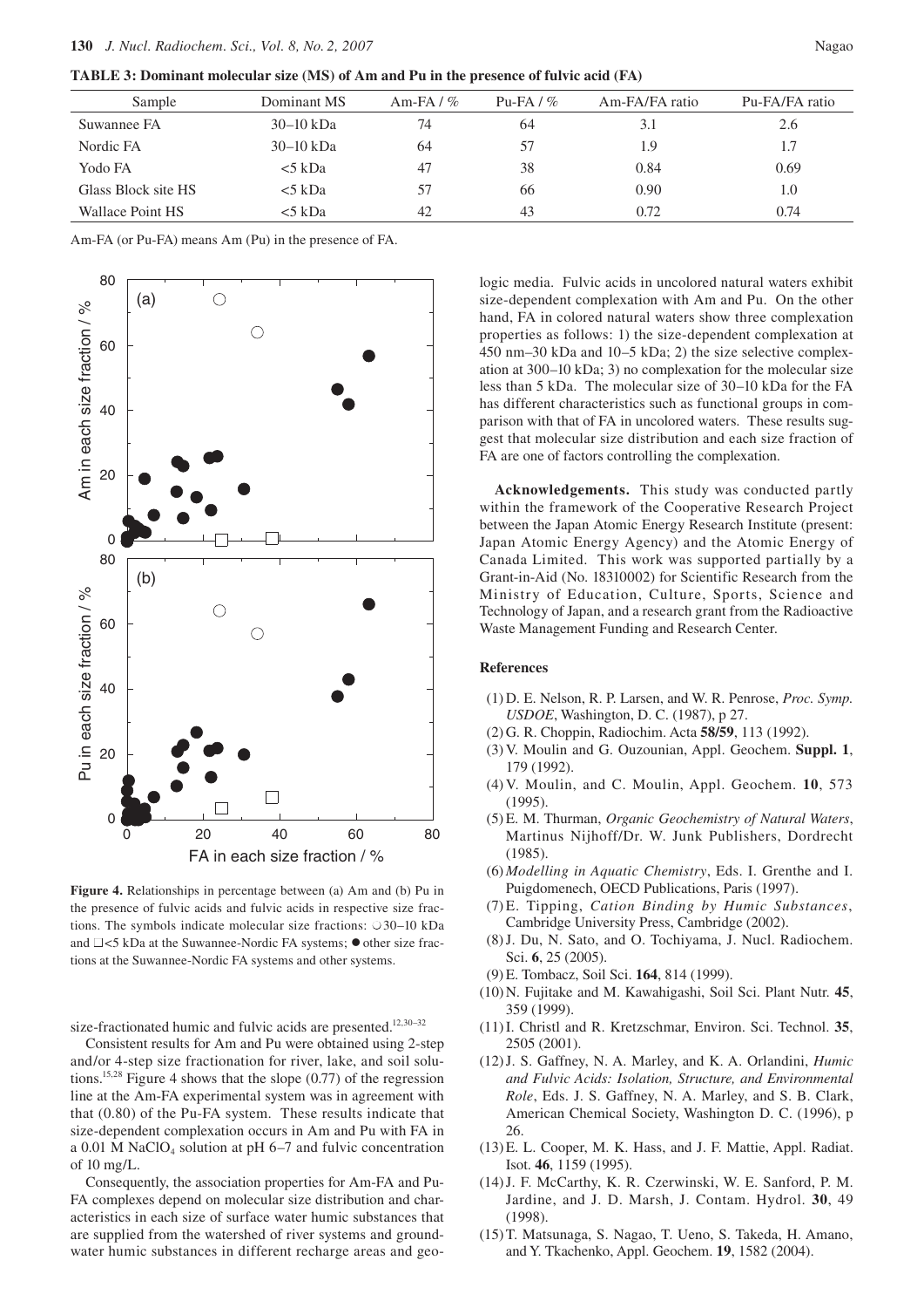**TABLE 3: Dominant molecular size (MS) of Am and Pu in the presence of fulvic acid (FA)**

| Sample | Dominant MS | Am-FA / % | Pu-FA / % | Am-FA/FA ratio | Pu-FA/FA ratio |
|---|---|---|---|---|---|
| Suwannee FA | 30–10 kDa | 74 | 64 | 3.1 | 2.6 |
| Nordic FA | 30–10 kDa | 64 | 57 | 1.9 | 1.7 |
| Yodo FA | <5 kDa | 47 | 38 | 0.84 | 0.69 |
| Glass Block site HS | <5 kDa | 57 | 66 | 0.90 | 1.0 |
| Wallace Point HS | <5 kDa | 42 | 43 | 0.72 | 0.74 |

Am-FA (or Pu-FA) means Am (Pu) in the presence of FA.

**Figure 4.** Relationships in percentage between (a) Am and (b) Pu in the presence of fulvic acids and fulvic acids in respective size fractions. The symbols indicate molecular size fractions: ○30–10 kDa and □<5 kDa at the Suwannee-Nordic FA systems; ● other size fractions at the Suwannee-Nordic FA systems and other systems.

size-fractionated humic and fulvic acids are presented.[12,30–32]

Consistent results for Am and Pu were obtained using 2-step and/or 4-step size fractionation for river, lake, and soil solutions.[15,28] Figure 4 shows that the slope (0.77) of the regression line at the Am-FA experimental system was in agreement with that (0.80) of the Pu-FA system. These results indicate that size-dependent complexation occurs in Am and Pu with FA in a 0.01 M $NaClO_4$ solution at pH 6–7 and fulvic concentration of 10 mg/L.

Consequently, the association properties for Am-FA and Pu-FA complexes depend on molecular size distribution and characteristics in each size of surface water humic substances that are supplied from the watershed of river systems and groundwater humic substances in different recharge areas and geologic media. Fulvic acids in uncolored natural waters exhibit size-dependent complexation with Am and Pu. On the other hand, FA in colored natural waters show three complexation properties as follows: 1) the size-dependent complexation at 450 nm–30 kDa and 10–5 kDa; 2) the size selective complexation at 300–10 kDa; 3) no complexation for the molecular size less than 5 kDa. The molecular size of 30–10 kDa for the FA has different characteristics such as functional groups in comparison with that of FA in uncolored waters. These results suggest that molecular size distribution and each size fraction of FA are one of factors controlling the complexation.

**Acknowledgements.** This study was conducted partly within the framework of the Cooperative Research Project between the Japan Atomic Energy Research Institute (present: Japan Atomic Energy Agency) and the Atomic Energy of Canada Limited. This work was supported partially by a Grant-in-Aid (No. 18310002) for Scientific Research from the Ministry of Education, Culture, Sports, Science and Technology of Japan, and a research grant from the Radioactive Waste Management Funding and Research Center.

## References

(1) D. E. Nelson, R. P. Larsen, and W. R. Penrose, *Proc. Symp. USDOE*, Washington, D. C. (1987), p 27.
(2) G. R. Choppin, Radiochim. Acta **58/59**, 113 (1992).
(3) V. Moulin and G. Ouzounian, Appl. Geochem. **Suppl. 1**, 179 (1992).
(4) V. Moulin, and C. Moulin, Appl. Geochem. **10**, 573 (1995).
(5) E. M. Thurman, *Organic Geochemistry of Natural Waters*, Martinus Nijhoff/Dr. W. Junk Publishers, Dordrecht (1985).
(6) *Modelling in Aquatic Chemistry*, Eds. I. Grenthe and I. Puigdomenech, OECD Publications, Paris (1997).
(7) E. Tipping, *Cation Binding by Humic Substances*, Cambridge University Press, Cambridge (2002).
(8) J. Du, N. Sato, and O. Tochiyama, J. Nucl. Radiochem. Sci. **6**, 25 (2005).
(9) E. Tombacz, Soil Sci. **164**, 814 (1999).
(10) N. Fujitake and M. Kawahigashi, Soil Sci. Plant Nutr. **45**, 359 (1999).
(11) I. Christl and R. Kretzschmar, Environ. Sci. Technol. **35**, 2505 (2001).
(12) J. S. Gaffney, N. A. Marley, and K. A. Orlandini, *Humic and Fulvic Acids: Isolation, Structure, and Environmental Role*, Eds. J. S. Gaffney, N. A. Marley, and S. B. Clark, American Chemical Society, Washington D. C. (1996), p 26.
(13) E. L. Cooper, M. K. Hass, and J. F. Mattie, Appl. Radiat. Isot. **46**, 1159 (1995).
(14) J. F. McCarthy, K. R. Czerwinski, W. E. Sanford, P. M. Jardine, and J. D. Marsh, J. Contam. Hydrol. **30**, 49 (1998).
(15) T. Matsunaga, S. Nagao, T. Ueno, S. Takeda, H. Amano, and Y. Tkachenko, Appl. Geochem. **19**, 1582 (2004).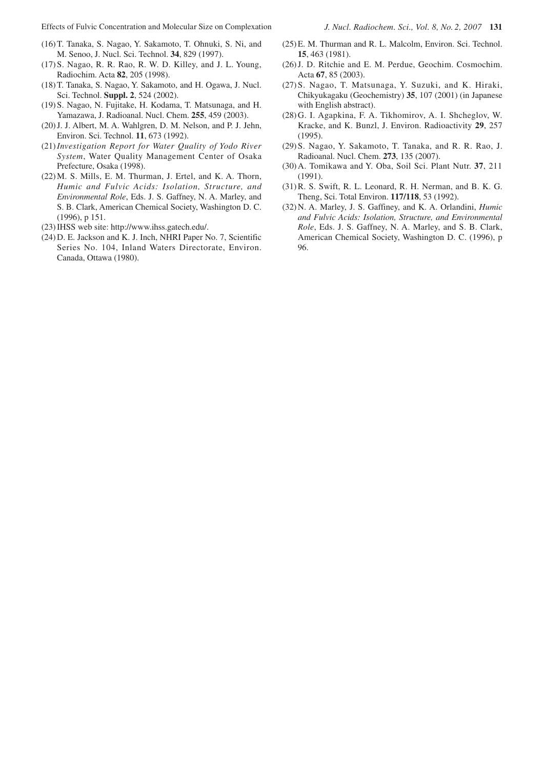(16) T. Tanaka, S. Nagao, Y. Sakamoto, T. Ohnuki, S. Ni, and M. Senoo, J. Nucl. Sci. Technol. **34**, 829 (1997).

(17) S. Nagao, R. R. Rao, R. W. D. Killey, and J. L. Young, Radiochim. Acta **82**, 205 (1998).

(18) T. Tanaka, S. Nagao, Y. Sakamoto, and H. Ogawa, J. Nucl. Sci. Technol. **Suppl. 2**, 524 (2002).

(19) S. Nagao, N. Fujitake, H. Kodama, T. Matsunaga, and H. Yamazawa, J. Radioanal. Nucl. Chem. **255**, 459 (2003).

(20) J. J. Albert, M. A. Wahlgren, D. M. Nelson, and P. J. Jehn, Environ. Sci. Technol. **11**, 673 (1992).

(21) *Investigation Report for Water Quality of Yodo River System*, Water Quality Management Center of Osaka Prefecture, Osaka (1998).

(22) M. S. Mills, E. M. Thurman, J. Ertel, and K. A. Thorn, *Humic and Fulvic Acids: Isolation, Structure, and Environmental Role*, Eds. J. S. Gaffney, N. A. Marley, and S. B. Clark, American Chemical Society, Washington D. C. (1996), p 151.

(23) IHSS web site: http://www.ihss.gatech.edu/.

(24) D. E. Jackson and K. J. Inch, NHRI Paper No. 7, Scientific Series No. 104, Inland Waters Directorate, Environ. Canada, Ottawa (1980).

(25) E. M. Thurman and R. L. Malcolm, Environ. Sci. Technol. **15**, 463 (1981).

(26) J. D. Ritchie and E. M. Perdue, Geochim. Cosmochim. Acta **67**, 85 (2003).

(27) S. Nagao, T. Matsunaga, Y. Suzuki, and K. Hiraki, Chikyukagaku (Geochemistry) **35**, 107 (2001) (in Japanese with English abstract).

(28) G. I. Agapkina, F. A. Tikhomirov, A. I. Shcheglov, W. Kracke, and K. Bunzl, J. Environ. Radioactivity **29**, 257 (1995).

(29) S. Nagao, Y. Sakamoto, T. Tanaka, and R. R. Rao, J. Radioanal. Nucl. Chem. **273**, 135 (2007).

(30) A. Tomikawa and Y. Oba, Soil Sci. Plant Nutr. **37**, 211 (1991).

(31) R. S. Swift, R. L. Leonard, R. H. Nerman, and B. K. G. Theng, Sci. Total Environ. **117/118**, 53 (1992).

(32) N. A. Marley, J. S. Gaffiney, and K. A. Orlandini, *Humic and Fulvic Acids: Isolation, Structure, and Environmental Role*, Eds. J. S. Gaffney, N. A. Marley, and S. B. Clark, American Chemical Society, Washington D. C. (1996), p 96.